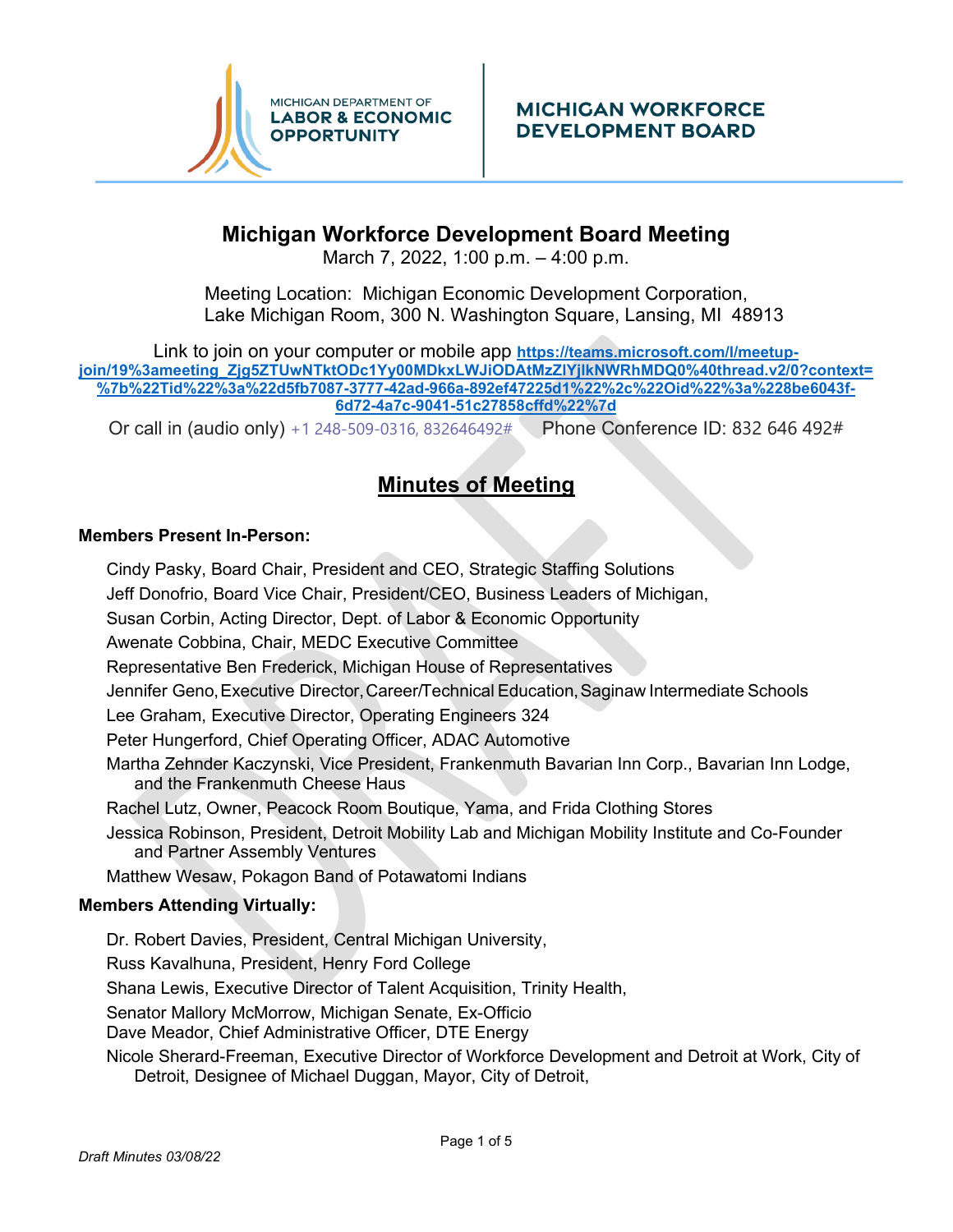MICHIGAN DEPARTMENT OF
**LABOR & ECONOMIC OPPORTUNITY**

**MICHIGAN WORKFORCE DEVELOPMENT BOARD**

# Michigan Workforce Development Board Meeting

March 7, 2022, 1:00 p.m. – 4:00 p.m.

Meeting Location: Michigan Economic Development Corporation, Lake Michigan Room, 300 N. Washington Square, Lansing, MI 48913

Link to join on your computer or mobile app **https://teams.microsoft.com/l/meetup-join/19%3ameeting_Zjg5ZTUwNTktODc1Yy00MDkxLWJiODAtMzZlYjlkNWRhMDQ0%40thread.v2/0?context=%7b%22Tid%22%3a%22d5fb7087-3777-42ad-966a-892ef47225d1%22%2c%22Oid%22%3a%228be6043f-6d72-4a7c-9041-51c27858cffd%22%7d**

Or call in (audio only) +1 248-509-0316, 832646492# Phone Conference ID: 832 646 492#

## Minutes of Meeting

**Members Present In-Person:**

Cindy Pasky, Board Chair, President and CEO, Strategic Staffing Solutions
Jeff Donofrio, Board Vice Chair, President/CEO, Business Leaders of Michigan,
Susan Corbin, Acting Director, Dept. of Labor & Economic Opportunity
Awenate Cobbina, Chair, MEDC Executive Committee
Representative Ben Frederick, Michigan House of Representatives
Jennifer Geno, Executive Director, Career/Technical Education, Saginaw Intermediate Schools
Lee Graham, Executive Director, Operating Engineers 324
Peter Hungerford, Chief Operating Officer, ADAC Automotive
Martha Zehnder Kaczynski, Vice President, Frankenmuth Bavarian Inn Corp., Bavarian Inn Lodge, and the Frankenmuth Cheese Haus
Rachel Lutz, Owner, Peacock Room Boutique, Yama, and Frida Clothing Stores
Jessica Robinson, President, Detroit Mobility Lab and Michigan Mobility Institute and Co-Founder and Partner Assembly Ventures
Matthew Wesaw, Pokagon Band of Potawatomi Indians

**Members Attending Virtually:**

Dr. Robert Davies, President, Central Michigan University,
Russ Kavalhuna, President, Henry Ford College
Shana Lewis, Executive Director of Talent Acquisition, Trinity Health,
Senator Mallory McMorrow, Michigan Senate, Ex-Officio
Dave Meador, Chief Administrative Officer, DTE Energy
Nicole Sherard-Freeman, Executive Director of Workforce Development and Detroit at Work, City of Detroit, Designee of Michael Duggan, Mayor, City of Detroit,

*Draft Minutes 03/08/22*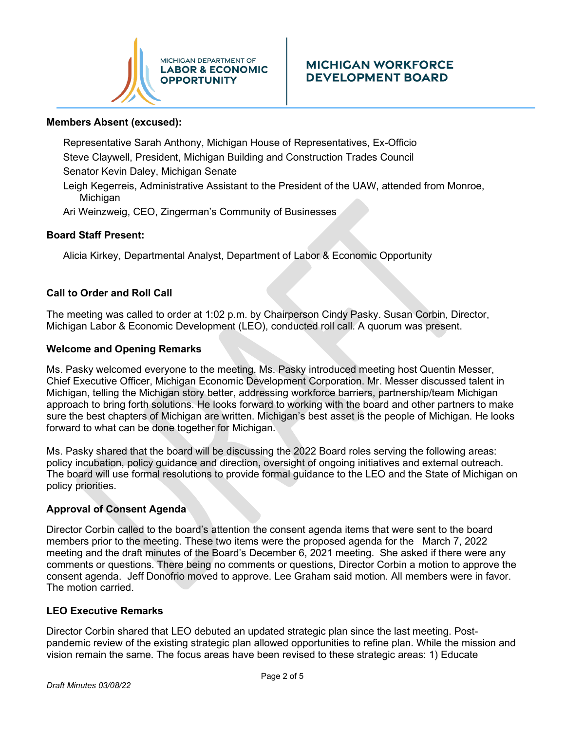**Members Absent (excused):**

Representative Sarah Anthony, Michigan House of Representatives, Ex-Officio
Steve Claywell, President, Michigan Building and Construction Trades Council
Senator Kevin Daley, Michigan Senate
Leigh Kegerreis, Administrative Assistant to the President of the UAW, attended from Monroe, Michigan
Ari Weinzweig, CEO, Zingerman's Community of Businesses

**Board Staff Present:**

Alicia Kirkey, Departmental Analyst, Department of Labor & Economic Opportunity

**Call to Order and Roll Call**

The meeting was called to order at 1:02 p.m. by Chairperson Cindy Pasky. Susan Corbin, Director, Michigan Labor & Economic Development (LEO), conducted roll call. A quorum was present.

**Welcome and Opening Remarks**

Ms. Pasky welcomed everyone to the meeting. Ms. Pasky introduced meeting host Quentin Messer, Chief Executive Officer, Michigan Economic Development Corporation. Mr. Messer discussed talent in Michigan, telling the Michigan story better, addressing workforce barriers, partnership/team Michigan approach to bring forth solutions. He looks forward to working with the board and other partners to make sure the best chapters of Michigan are written. Michigan's best asset is the people of Michigan. He looks forward to what can be done together for Michigan.

Ms. Pasky shared that the board will be discussing the 2022 Board roles serving the following areas: policy incubation, policy guidance and direction, oversight of ongoing initiatives and external outreach. The board will use formal resolutions to provide formal guidance to the LEO and the State of Michigan on policy priorities.

**Approval of Consent Agenda**

Director Corbin called to the board's attention the consent agenda items that were sent to the board members prior to the meeting. These two items were the proposed agenda for the March 7, 2022 meeting and the draft minutes of the Board's December 6, 2021 meeting. She asked if there were any comments or questions. There being no comments or questions, Director Corbin a motion to approve the consent agenda. Jeff Donofrio moved to approve. Lee Graham said motion. All members were in favor. The motion carried.

**LEO Executive Remarks**

Director Corbin shared that LEO debuted an updated strategic plan since the last meeting. Post-pandemic review of the existing strategic plan allowed opportunities to refine plan. While the mission and vision remain the same. The focus areas have been revised to these strategic areas: 1) Educate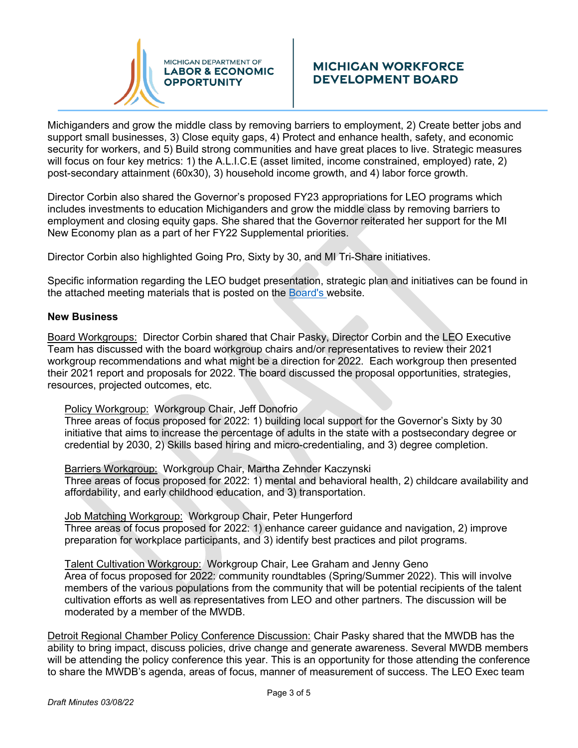Michiganders and grow the middle class by removing barriers to employment, 2) Create better jobs and support small businesses, 3) Close equity gaps, 4) Protect and enhance health, safety, and economic security for workers, and 5) Build strong communities and have great places to live. Strategic measures will focus on four key metrics: 1) the A.L.I.C.E (asset limited, income constrained, employed) rate, 2) post-secondary attainment (60x30), 3) household income growth, and 4) labor force growth.

Director Corbin also shared the Governor's proposed FY23 appropriations for LEO programs which includes investments to education Michiganders and grow the middle class by removing barriers to employment and closing equity gaps. She shared that the Governor reiterated her support for the MI New Economy plan as a part of her FY22 Supplemental priorities.

Director Corbin also highlighted Going Pro, Sixty by 30, and MI Tri-Share initiatives.

Specific information regarding the LEO budget presentation, strategic plan and initiatives can be found in the attached meeting materials that is posted on the Board's website.

**New Business**

Board Workgroups: Director Corbin shared that Chair Pasky, Director Corbin and the LEO Executive Team has discussed with the board workgroup chairs and/or representatives to review their 2021 workgroup recommendations and what might be a direction for 2022. Each workgroup then presented their 2021 report and proposals for 2022. The board discussed the proposal opportunities, strategies, resources, projected outcomes, etc.

Policy Workgroup: Workgroup Chair, Jeff Donofrio
Three areas of focus proposed for 2022: 1) building local support for the Governor's Sixty by 30 initiative that aims to increase the percentage of adults in the state with a postsecondary degree or credential by 2030, 2) Skills based hiring and micro-credentialing, and 3) degree completion.

Barriers Workgroup: Workgroup Chair, Martha Zehnder Kaczynski
Three areas of focus proposed for 2022: 1) mental and behavioral health, 2) childcare availability and affordability, and early childhood education, and 3) transportation.

Job Matching Workgroup: Workgroup Chair, Peter Hungerford
Three areas of focus proposed for 2022: 1) enhance career guidance and navigation, 2) improve preparation for workplace participants, and 3) identify best practices and pilot programs.

Talent Cultivation Workgroup: Workgroup Chair, Lee Graham and Jenny Geno
Area of focus proposed for 2022: community roundtables (Spring/Summer 2022). This will involve members of the various populations from the community that will be potential recipients of the talent cultivation efforts as well as representatives from LEO and other partners. The discussion will be moderated by a member of the MWDB.

Detroit Regional Chamber Policy Conference Discussion: Chair Pasky shared that the MWDB has the ability to bring impact, discuss policies, drive change and generate awareness. Several MWDB members will be attending the policy conference this year. This is an opportunity for those attending the conference to share the MWDB's agenda, areas of focus, manner of measurement of success. The LEO Exec team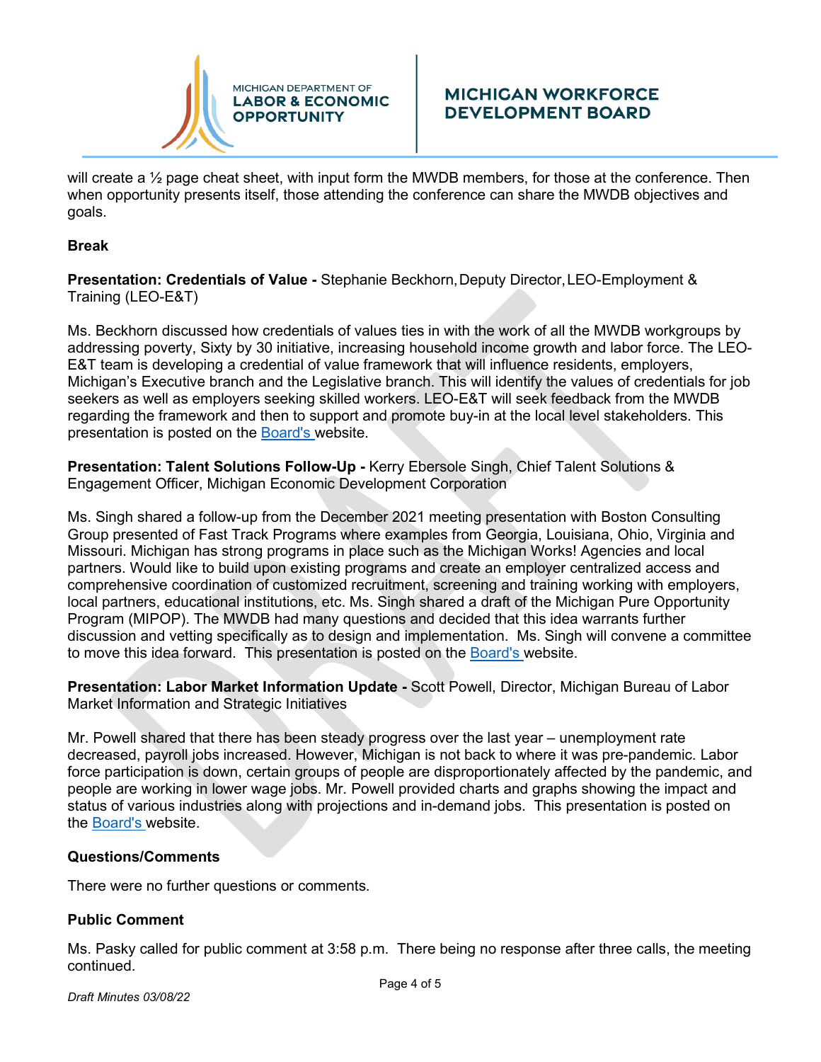will create a ½ page cheat sheet, with input form the MWDB members, for those at the conference. Then when opportunity presents itself, those attending the conference can share the MWDB objectives and goals.

**Break**

**Presentation: Credentials of Value -** Stephanie Beckhorn, Deputy Director, LEO-Employment & Training (LEO-E&T)

Ms. Beckhorn discussed how credentials of values ties in with the work of all the MWDB workgroups by addressing poverty, Sixty by 30 initiative, increasing household income growth and labor force. The LEO-E&T team is developing a credential of value framework that will influence residents, employers, Michigan's Executive branch and the Legislative branch. This will identify the values of credentials for job seekers as well as employers seeking skilled workers. LEO-E&T will seek feedback from the MWDB regarding the framework and then to support and promote buy-in at the local level stakeholders. This presentation is posted on the Board's website.

**Presentation: Talent Solutions Follow-Up -** Kerry Ebersole Singh, Chief Talent Solutions & Engagement Officer, Michigan Economic Development Corporation

Ms. Singh shared a follow-up from the December 2021 meeting presentation with Boston Consulting Group presented of Fast Track Programs where examples from Georgia, Louisiana, Ohio, Virginia and Missouri. Michigan has strong programs in place such as the Michigan Works! Agencies and local partners. Would like to build upon existing programs and create an employer centralized access and comprehensive coordination of customized recruitment, screening and training working with employers, local partners, educational institutions, etc. Ms. Singh shared a draft of the Michigan Pure Opportunity Program (MIPOP). The MWDB had many questions and decided that this idea warrants further discussion and vetting specifically as to design and implementation. Ms. Singh will convene a committee to move this idea forward. This presentation is posted on the Board's website.

**Presentation: Labor Market Information Update -** Scott Powell, Director, Michigan Bureau of Labor Market Information and Strategic Initiatives

Mr. Powell shared that there has been steady progress over the last year – unemployment rate decreased, payroll jobs increased. However, Michigan is not back to where it was pre-pandemic. Labor force participation is down, certain groups of people are disproportionately affected by the pandemic, and people are working in lower wage jobs. Mr. Powell provided charts and graphs showing the impact and status of various industries along with projections and in-demand jobs. This presentation is posted on the Board's website.

**Questions/Comments**

There were no further questions or comments.

**Public Comment**

Ms. Pasky called for public comment at 3:58 p.m. There being no response after three calls, the meeting continued.

*Draft Minutes 03/08/22*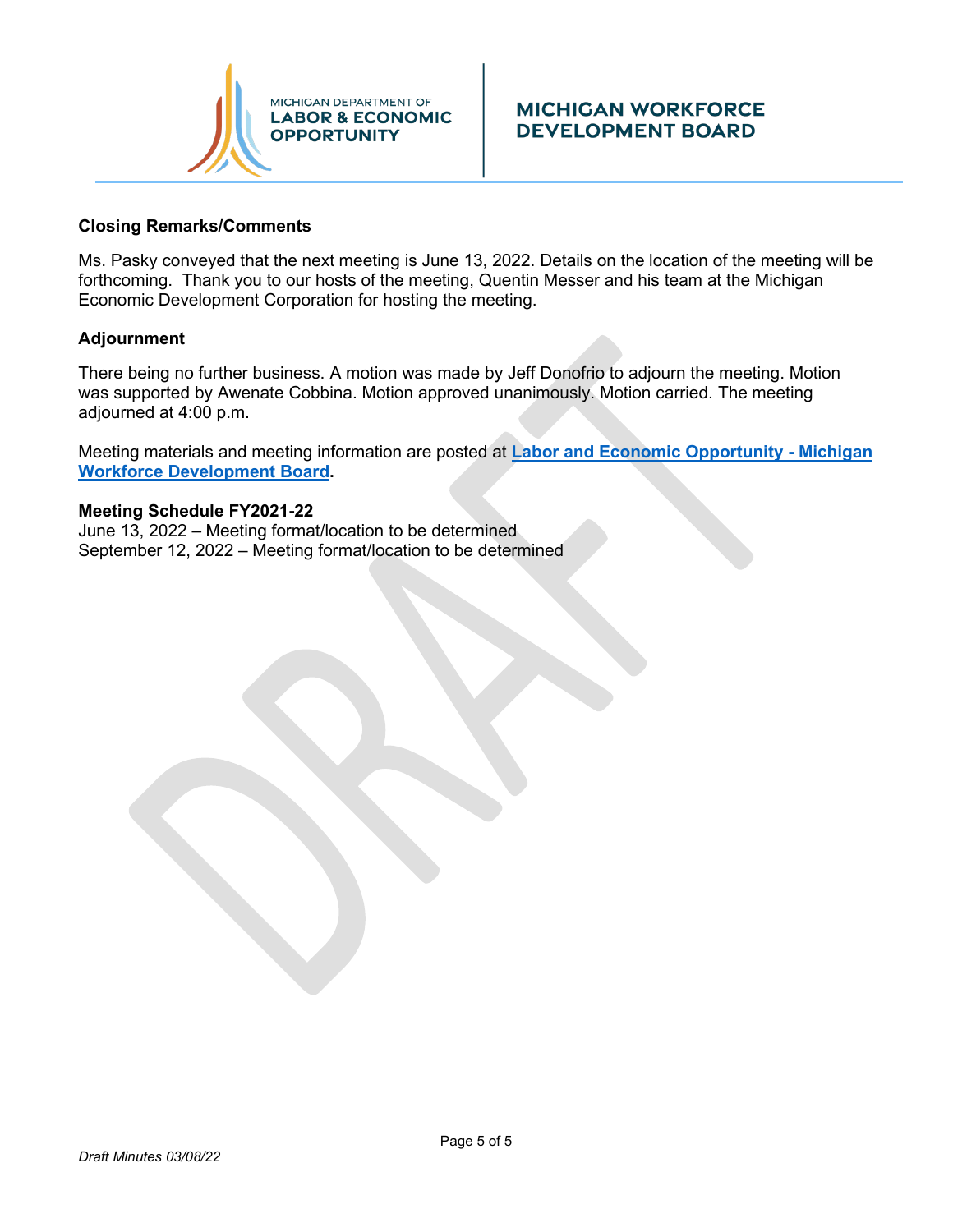### Closing Remarks/Comments

Ms. Pasky conveyed that the next meeting is June 13, 2022. Details on the location of the meeting will be forthcoming. Thank you to our hosts of the meeting, Quentin Messer and his team at the Michigan Economic Development Corporation for hosting the meeting.

### Adjournment

There being no further business. A motion was made by Jeff Donofrio to adjourn the meeting. Motion was supported by Awenate Cobbina. Motion approved unanimously. Motion carried. The meeting adjourned at 4:00 p.m.

Meeting materials and meeting information are posted at **Labor and Economic Opportunity - Michigan Workforce Development Board**.

**Meeting Schedule FY2021-22**
June 13, 2022 – Meeting format/location to be determined
September 12, 2022 – Meeting format/location to be determined